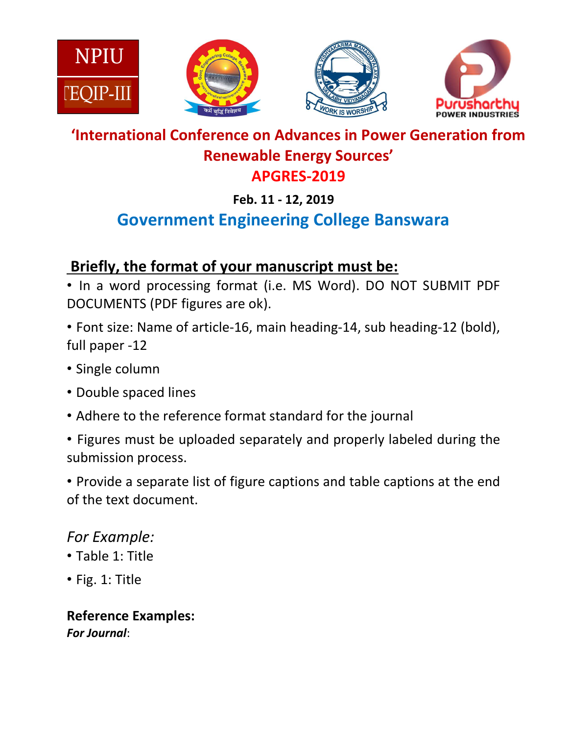# 'International Conference on Advances in Power Generation from Renewable Energy Sources'

## APGRES-2019

**Feb. 11 - 12, 2019**

## Government Engineering College Banswara

### Briefly, the format of your manuscript must be:

- In a word processing format (i.e. MS Word). DO NOT SUBMIT PDF DOCUMENTS (PDF figures are ok).
- Font size: Name of article-16, main heading-14, sub heading-12 (bold), full paper -12
- Single column
- Double spaced lines
- Adhere to the reference format standard for the journal
- Figures must be uploaded separately and properly labeled during the submission process.
- Provide a separate list of figure captions and table captions at the end of the text document.

*For Example:*

- Table 1: Title
- Fig. 1: Title

**Reference Examples:**

***For Journal***: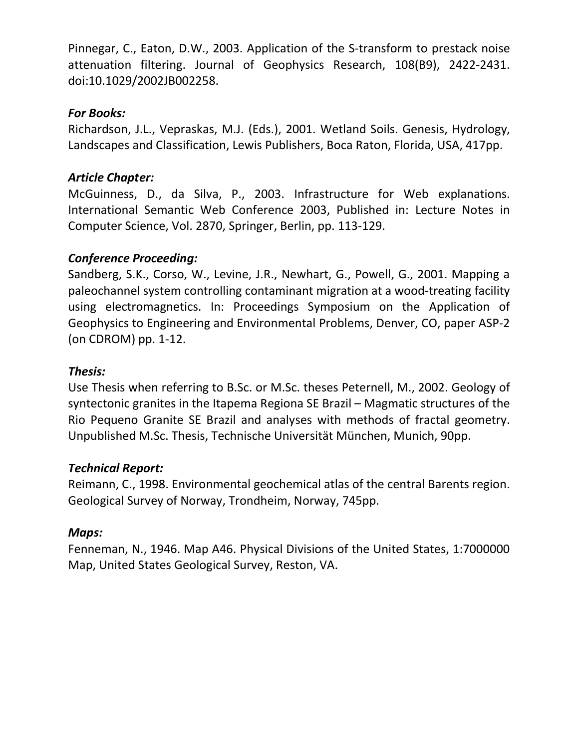Pinnegar, C., Eaton, D.W., 2003. Application of the S-transform to prestack noise attenuation filtering. Journal of Geophysics Research, 108(B9), 2422-2431. doi:10.1029/2002JB002258.

***For Books:***

Richardson, J.L., Vepraskas, M.J. (Eds.), 2001. Wetland Soils. Genesis, Hydrology, Landscapes and Classification, Lewis Publishers, Boca Raton, Florida, USA, 417pp.

***Article Chapter:***

McGuinness, D., da Silva, P., 2003. Infrastructure for Web explanations. International Semantic Web Conference 2003, Published in: Lecture Notes in Computer Science, Vol. 2870, Springer, Berlin, pp. 113-129.

***Conference Proceeding:***

Sandberg, S.K., Corso, W., Levine, J.R., Newhart, G., Powell, G., 2001. Mapping a paleochannel system controlling contaminant migration at a wood-treating facility using electromagnetics. In: Proceedings Symposium on the Application of Geophysics to Engineering and Environmental Problems, Denver, CO, paper ASP-2 (on CDROM) pp. 1-12.

***Thesis:***

Use Thesis when referring to B.Sc. or M.Sc. theses Peternell, M., 2002. Geology of syntectonic granites in the Itapema Regiona SE Brazil – Magmatic structures of the Rio Pequeno Granite SE Brazil and analyses with methods of fractal geometry. Unpublished M.Sc. Thesis, Technische Universität München, Munich, 90pp.

***Technical Report:***

Reimann, C., 1998. Environmental geochemical atlas of the central Barents region. Geological Survey of Norway, Trondheim, Norway, 745pp.

***Maps:***

Fenneman, N., 1946. Map A46. Physical Divisions of the United States, 1:7000000 Map, United States Geological Survey, Reston, VA.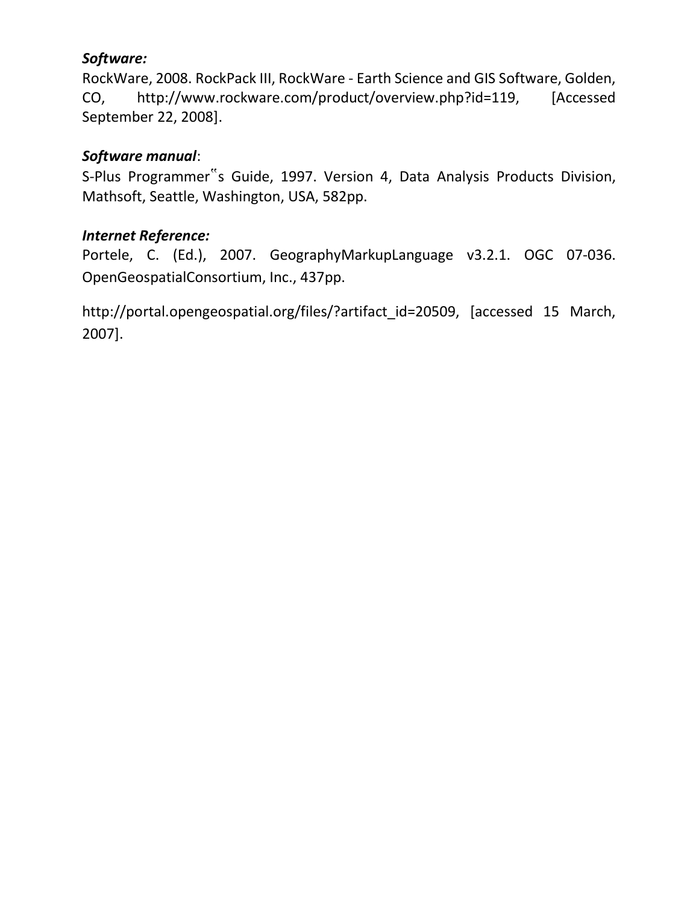***Software:***

RockWare, 2008. RockPack III, RockWare - Earth Science and GIS Software, Golden, CO, http://www.rockware.com/product/overview.php?id=119, [Accessed September 22, 2008].

***Software manual***:

S-Plus Programmer‟s Guide, 1997. Version 4, Data Analysis Products Division, Mathsoft, Seattle, Washington, USA, 582pp.

***Internet Reference:***

Portele, C. (Ed.), 2007. GeographyMarkupLanguage v3.2.1. OGC 07-036. OpenGeospatialConsortium, Inc., 437pp.

http://portal.opengeospatial.org/files/?artifact_id=20509, [accessed 15 March, 2007].